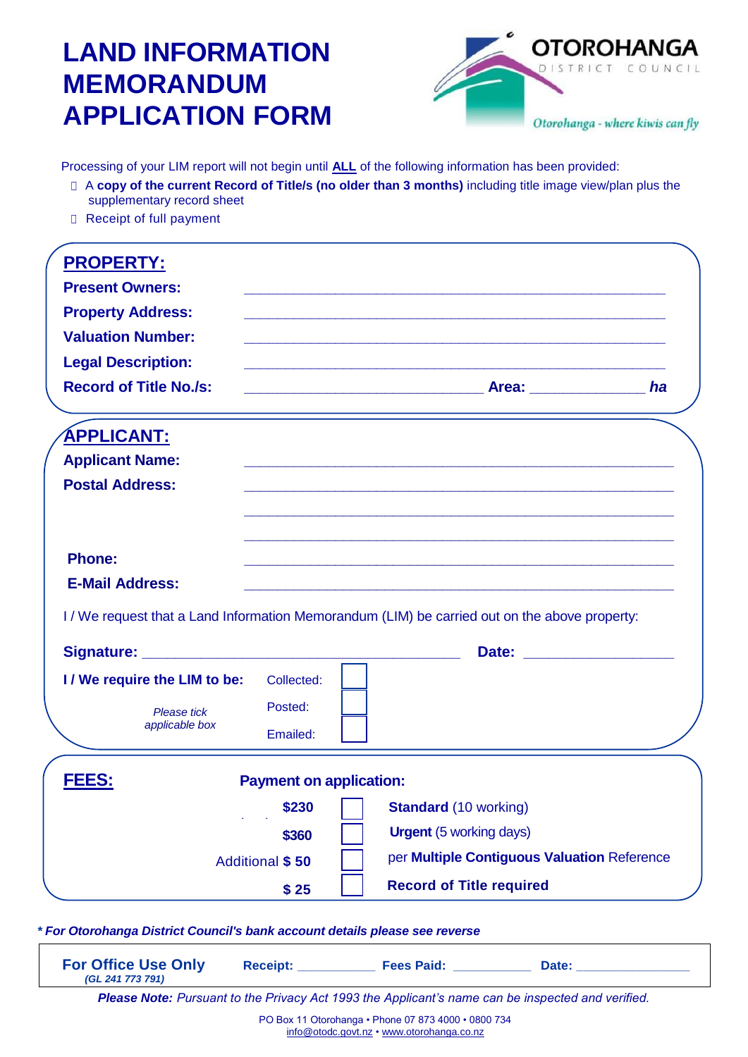# LAND INFORMATION MEMORANDUM APPLICATION FORM

**OTOROHANGA** DISTRICT COUNCIL

*Otorohanga - where kiwis can fly*

Processing of your LIM report will not begin until **ALL** of the following information has been provided:

- A **copy of the current Record of Title/s (no older than 3 months)** including title image view/plan plus the supplementary record sheet
- Receipt of full payment

## PROPERTY:

**Present Owners:** ______________________________________________

**Property Address:** ______________________________________________

**Valuation Number:** ______________________________________________

**Legal Description:** ______________________________________________

**Record of Title No./s:** ____________________________ **Area:** ______________ ***ha***

## APPLICANT:

**Applicant Name:** ______________________________________________

**Postal Address:** ______________________________________________

______________________________________________

______________________________________________

**Phone:** ______________________________________________

**E-Mail Address:** ______________________________________________

I / We request that a Land Information Memorandum (LIM) be carried out on the above property:

**Signature:** ____________________________________ **Date:** __________________

**I / We require the LIM to be:**

*Please tick applicable box*

- Collected: ☐
- Posted: ☐
- Emailed: ☐

## FEES:

**Payment on application:**

| | | |
|---|---|---|
| **$230** | ☐ | **Standard** (10 working) |
| **$360** | ☐ | **Urgent** (5 working days) |
| Additional **$ 50** | ☐ | per **Multiple Contiguous Valuation** Reference |
| **$ 25** | ☐ | **Record of Title required** |

***\* For Otorohanga District Council's bank account details please see reverse***

**For Office Use Only** *(GL 241 773 791)* **Receipt:** ___________ **Fees Paid:** ___________ **Date:** _______________

***Please Note:*** *Pursuant to the Privacy Act 1993 the Applicant's name can be inspected and verified.*

PO Box 11 Otorohanga • Phone 07 873 4000 • 0800 734
info@otodc.govt.nz • www.otorohanga.co.nz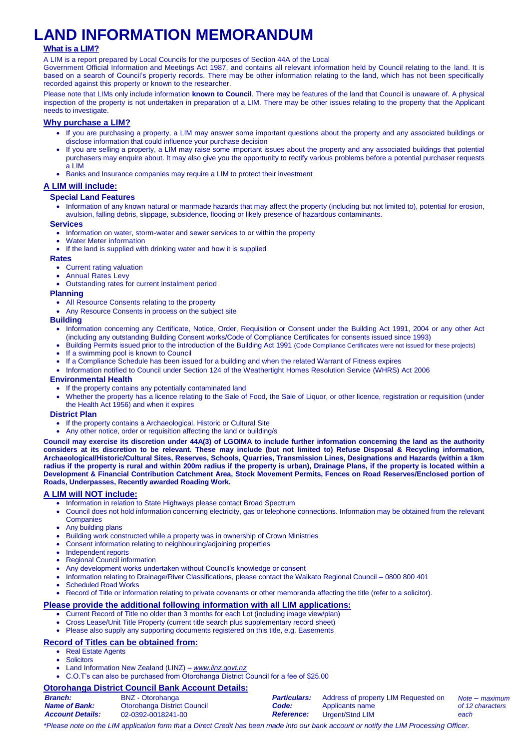# LAND INFORMATION MEMORANDUM

## What is a LIM?

A LIM is a report prepared by Local Councils for the purposes of Section 44A of the Local Government Official Information and Meetings Act 1987, and contains all relevant information held by Council relating to the land. It is based on a search of Council's property records. There may be other information relating to the land, which has not been specifically recorded against this property or known to the researcher.

Please note that LIMs only include information **known to Council**. There may be features of the land that Council is unaware of. A physical inspection of the property is not undertaken in preparation of a LIM. There may be other issues relating to the property that the Applicant needs to investigate.

## Why purchase a LIM?

- If you are purchasing a property, a LIM may answer some important questions about the property and any associated buildings or disclose information that could influence your purchase decision
- If you are selling a property, a LIM may raise some important issues about the property and any associated buildings that potential purchasers may enquire about. It may also give you the opportunity to rectify various problems before a potential purchaser requests a LIM
- Banks and Insurance companies may require a LIM to protect their investment

## A LIM will include:

### Special Land Features

- Information of any known natural or manmade hazards that may affect the property (including but not limited to), potential for erosion, avulsion, falling debris, slippage, subsidence, flooding or likely presence of hazardous contaminants.

### Services

- Information on water, storm-water and sewer services to or within the property
- Water Meter information
- If the land is supplied with drinking water and how it is supplied

### Rates

- Current rating valuation
- Annual Rates Levy
- Outstanding rates for current instalment period

### Planning

- All Resource Consents relating to the property
- Any Resource Consents in process on the subject site

### Building

- Information concerning any Certificate, Notice, Order, Requisition or Consent under the Building Act 1991, 2004 or any other Act (including any outstanding Building Consent works/Code of Compliance Certificates for consents issued since 1993)
- Building Permits issued prior to the introduction of the Building Act 1991 (Code Compliance Certificates were not issued for these projects)
- If a swimming pool is known to Council
- If a Compliance Schedule has been issued for a building and when the related Warrant of Fitness expires
- Information notified to Council under Section 124 of the Weathertight Homes Resolution Service (WHRS) Act 2006

### Environmental Health

- If the property contains any potentially contaminated land
- Whether the property has a licence relating to the Sale of Food, the Sale of Liquor, or other licence, registration or requisition (under the Health Act 1956) and when it expires

### District Plan

- If the property contains a Archaeological, Historic or Cultural Site
- Any other notice, order or requisition affecting the land or building/s

**Council may exercise its discretion under 44A(3) of LGOIMA to include further information concerning the land as the authority considers at its discretion to be relevant. These may include (but not limited to) Refuse Disposal & Recycling information, Archaeological/Historic/Cultural Sites, Reserves, Schools, Quarries, Transmission Lines, Designations and Hazards (within a 1km radius if the property is rural and within 200m radius if the property is urban), Drainage Plans, if the property is located within a Development & Financial Contribution Catchment Area, Stock Movement Permits, Fences on Road Reserves/Enclosed portion of Roads, Underpasses, Recently awarded Roading Work.**

## A LIM will NOT include:

- Information in relation to State Highways please contact Broad Spectrum
- Council does not hold information concerning electricity, gas or telephone connections. Information may be obtained from the relevant Companies
- Any building plans
- Building work constructed while a property was in ownership of Crown Ministries
- Consent information relating to neighbouring/adjoining properties
- Independent reports
- Regional Council information
- Any development works undertaken without Council's knowledge or consent
- Information relating to Drainage/River Classifications, please contact the Waikato Regional Council – 0800 800 401
- Scheduled Road Works
- Record of Title or information relating to private covenants or other memoranda affecting the title (refer to a solicitor).

## Please provide the additional following information with all LIM applications:

- Current Record of Title no older than 3 months for each Lot (including image view/plan)
- Cross Lease/Unit Title Property (current title search plus supplementary record sheet)
- Please also supply any supporting documents registered on this title, e.g. Easements

## Record of Titles can be obtained from:

- Real Estate Agents
- Solicitors
- Land Information New Zealand (LINZ) – *www.linz.govt.nz*
- C.O.T's can also be purchased from Otorohanga District Council for a fee of $25.00

## Otorohanga District Council Bank Account Details:

| | | | | |
|---|---|---|---|---|
| ***Branch:*** | BNZ - Otorohanga | ***Particulars:*** | Address of property LIM Requested on | *Note – maximum* |
| ***Name of Bank:*** | Otorohanga District Council | ***Code:*** | Applicants name | *of 12 characters* |
| ***Account Details:*** | 02-0392-0018241-00 | ***Reference:*** | Urgent/Stnd LIM | *each* |

*\*Please note on the LIM application form that a Direct Credit has been made into our bank account or notify the LIM Processing Officer.*